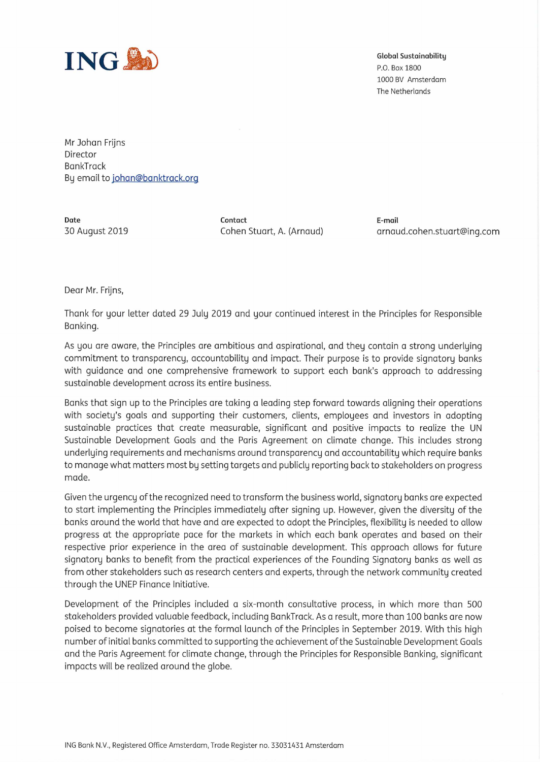**ING**

**Global Sustainability**
P.O. Box 1800
1000 BV Amsterdam
The Netherlands

Mr Johan Frijns
Director
BankTrack
By email to johan@banktrack.org

| Date | Contact | E-mail |
|---|---|---|
| 30 August 2019 | Cohen Stuart, A. (Arnaud) | arnaud.cohen.stuart@ing.com |

Dear Mr. Frijns,

Thank for your letter dated 29 July 2019 and your continued interest in the Principles for Responsible Banking.

As you are aware, the Principles are ambitious and aspirational, and they contain a strong underlying commitment to transparency, accountability and impact. Their purpose is to provide signatory banks with guidance and one comprehensive framework to support each bank's approach to addressing sustainable development across its entire business.

Banks that sign up to the Principles are taking a leading step forward towards aligning their operations with society's goals and supporting their customers, clients, employees and investors in adopting sustainable practices that create measurable, significant and positive impacts to realize the UN Sustainable Development Goals and the Paris Agreement on climate change. This includes strong underlying requirements and mechanisms around transparency and accountability which require banks to manage what matters most by setting targets and publicly reporting back to stakeholders on progress made.

Given the urgency of the recognized need to transform the business world, signatory banks are expected to start implementing the Principles immediately after signing up. However, given the diversity of the banks around the world that have and are expected to adopt the Principles, flexibility is needed to allow progress at the appropriate pace for the markets in which each bank operates and based on their respective prior experience in the area of sustainable development. This approach allows for future signatory banks to benefit from the practical experiences of the Founding Signatory banks as well as from other stakeholders such as research centers and experts, through the network community created through the UNEP Finance Initiative.

Development of the Principles included a six-month consultative process, in which more than 500 stakeholders provided valuable feedback, including BankTrack. As a result, more than 100 banks are now poised to become signatories at the formal launch of the Principles in September 2019. With this high number of initial banks committed to supporting the achievement of the Sustainable Development Goals and the Paris Agreement for climate change, through the Principles for Responsible Banking, significant impacts will be realized around the globe.

ING Bank N.V., Registered Office Amsterdam, Trade Register no. 33031431 Amsterdam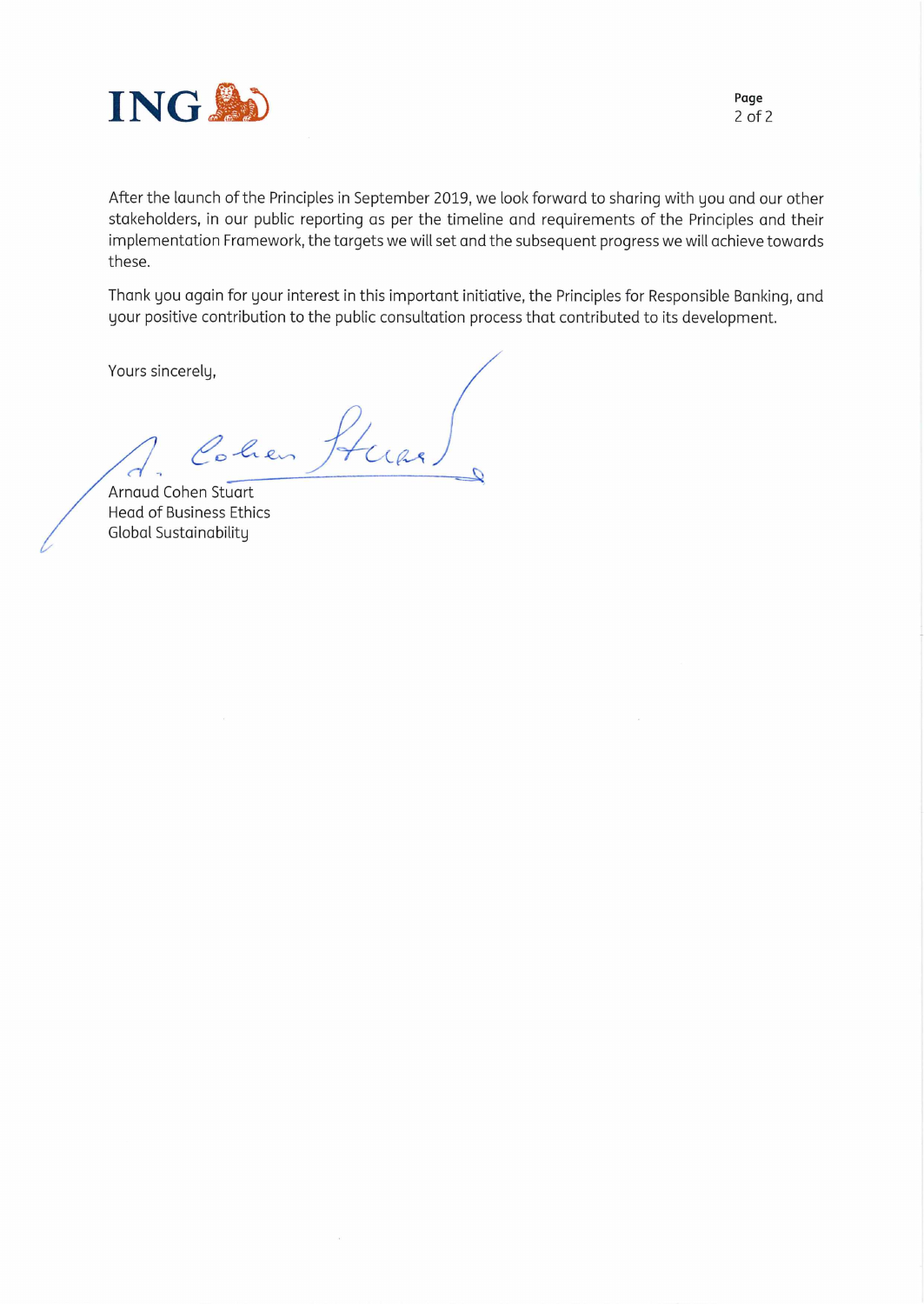After the launch of the Principles in September 2019, we look forward to sharing with you and our other stakeholders, in our public reporting as per the timeline and requirements of the Principles and their implementation Framework, the targets we will set and the subsequent progress we will achieve towards these.

Thank you again for your interest in this important initiative, the Principles for Responsible Banking, and your positive contribution to the public consultation process that contributed to its development.

Yours sincerely,

Arnaud Cohen Stuart
Head of Business Ethics
Global Sustainability